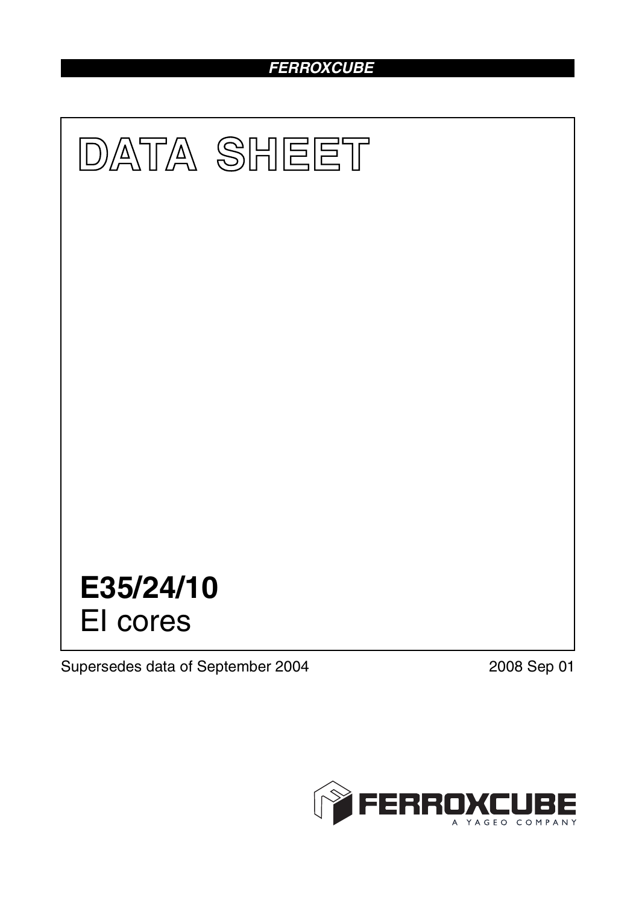# DATA SHEET

# E35/24/10
EI cores

Supersedes data of September 2004

2008 Sep 01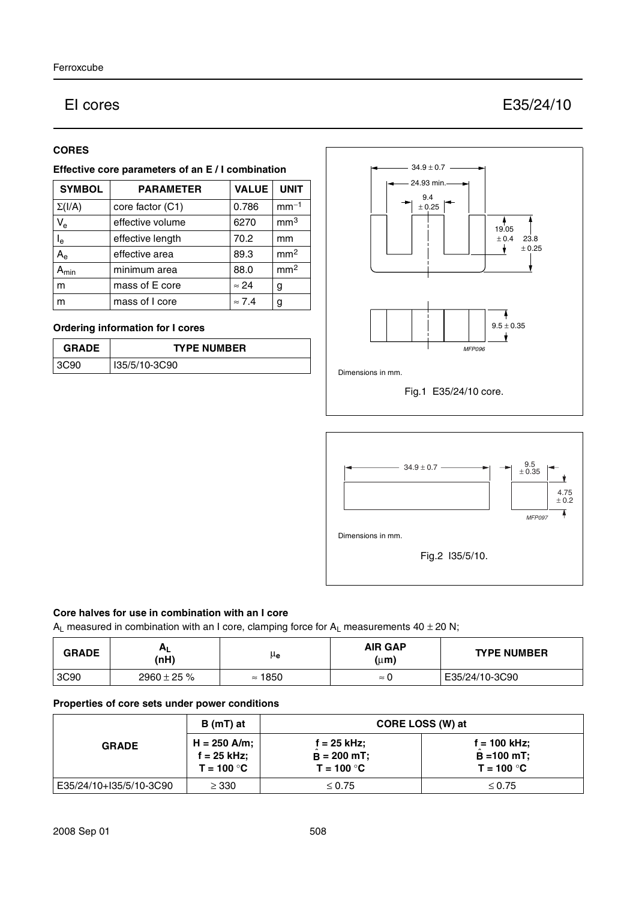# EI cores — E35/24/10

## CORES

### Effective core parameters of an E / I combination

| SYMBOL | PARAMETER | VALUE | UNIT |
|---|---|---|---|
| $\Sigma(I/A)$ | core factor (C1) | 0.786 | $mm^{-1}$ |
| $V_e$ | effective volume | 6270 | $mm^3$ |
| $l_e$ | effective length | 70.2 | mm |
| $A_e$ | effective area | 89.3 | $mm^2$ |
| $A_{min}$ | minimum area | 88.0 | $mm^2$ |
| m | mass of E core | ≈ 24 | g |
| m | mass of I core | ≈ 7.4 | g |

### Ordering information for I cores

| GRADE | TYPE NUMBER |
|---|---|
| 3C90 | I35/5/10-3C90 |

34.9 ± 0.7
24.93 min.
9.4 ± 0.25
19.05 ± 0.4
23.8 ± 0.25
9.5 ± 0.35
MFP096

Dimensions in mm.

Fig.1 E35/24/10 core.

34.9 ± 0.7
9.5 ± 0.35
4.75 ± 0.2
MFP097

Dimensions in mm.

Fig.2 I35/5/10.

### Core halves for use in combination with an I core

$A_L$ measured in combination with an I core, clamping force for $A_L$ measurements 40 ± 20 N;

| GRADE | $A_L$ (nH) | $\mu_e$ | AIR GAP (μm) | TYPE NUMBER |
|---|---|---|---|---|
| 3C90 | 2960 ± 25 % | ≈ 1850 | ≈ 0 | E35/24/10-3C90 |

### Properties of core sets under power conditions

| GRADE | B (mT) at | CORE LOSS (W) at | |
|---|---|---|---|
| | H = 250 A/m; f = 25 kHz; T = 100 °C | f = 25 kHz; $\hat{B}$ = 200 mT; T = 100 °C | f = 100 kHz; $\hat{B}$ = 100 mT; T = 100 °C |
| E35/24/10+I35/5/10-3C90 | ≥ 330 | ≤ 0.75 | ≤ 0.75 |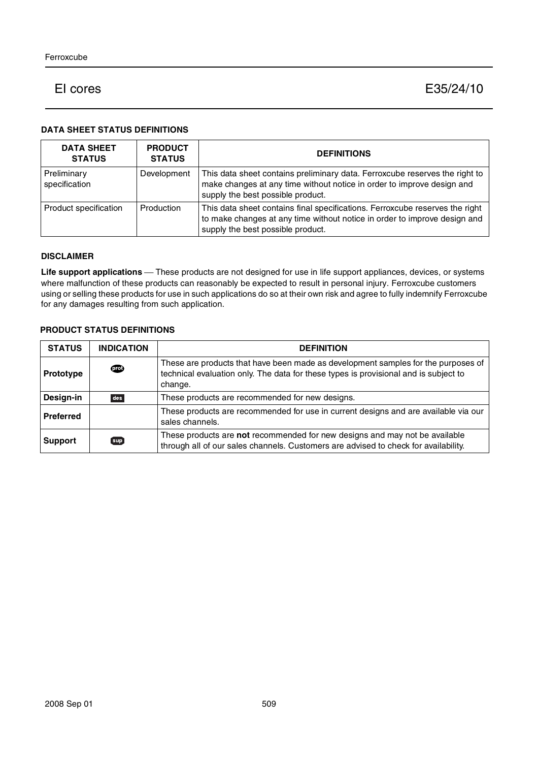## DATA SHEET STATUS DEFINITIONS

| DATA SHEET STATUS | PRODUCT STATUS | DEFINITIONS |
|---|---|---|
| Preliminary specification | Development | This data sheet contains preliminary data. Ferroxcube reserves the right to make changes at any time without notice in order to improve design and supply the best possible product. |
| Product specification | Production | This data sheet contains final specifications. Ferroxcube reserves the right to make changes at any time without notice in order to improve design and supply the best possible product. |

## DISCLAIMER

**Life support applications** — These products are not designed for use in life support appliances, devices, or systems where malfunction of these products can reasonably be expected to result in personal injury. Ferroxcube customers using or selling these products for use in such applications do so at their own risk and agree to fully indemnify Ferroxcube for any damages resulting from such application.

## PRODUCT STATUS DEFINITIONS

| STATUS | INDICATION | DEFINITION |
|---|---|---|
| **Prototype** | prot | These are products that have been made as development samples for the purposes of technical evaluation only. The data for these types is provisional and is subject to change. |
| **Design-in** | des | These products are recommended for new designs. |
| **Preferred** | | These products are recommended for use in current designs and are available via our sales channels. |
| **Support** | sup | These products are **not** recommended for new designs and may not be available through all of our sales channels. Customers are advised to check for availability. |